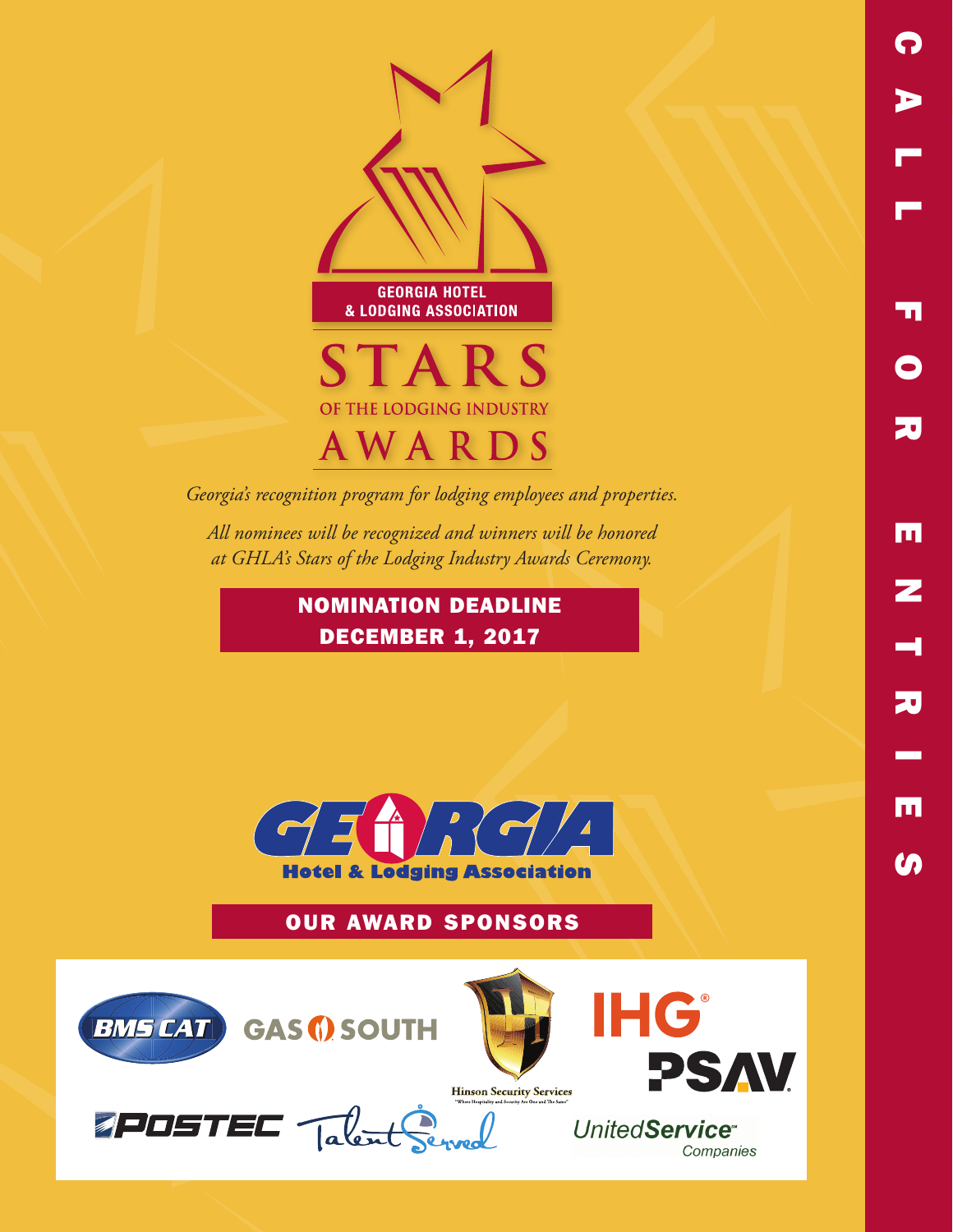GEORGIA HOTEL & LODGING ASSOCIATION

# STARS OF THE LODGING INDUSTRY AWARDS

*Georgia's recognition program for lodging employees and properties.*

*All nominees will be recognized and winners will be honored at GHLA's Stars of the Lodging Industry Awards Ceremony.*

**NOMINATION DEADLINE DECEMBER 1, 2017**

GEORGIA Hotel & Lodging Association

## OUR AWARD SPONSORS

BMS CAT

GAS SOUTH

Hinson Security Services

IHG

PSAV

POSTEC

Talent Served

UnitedService Companies

CALL FOR ENTRIES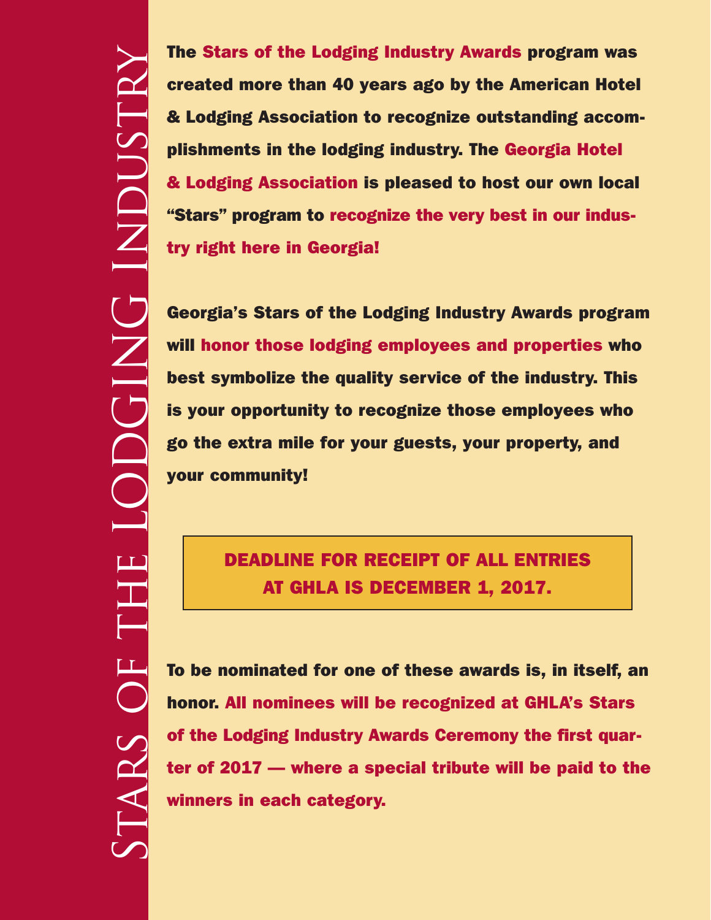# STARS OF THE LODGING INDUSTRY

The **Stars of the Lodging Industry Awards** program was created more than 40 years ago by the American Hotel & Lodging Association to recognize outstanding accomplishments in the lodging industry. The **Georgia Hotel & Lodging Association** is pleased to host our own local "Stars" program to **recognize the very best in our industry right here in Georgia!**

Georgia's Stars of the Lodging Industry Awards program will **honor those lodging employees and properties** who best symbolize the quality service of the industry. This is your opportunity to recognize those employees who go the extra mile for your guests, your property, and your community!

**DEADLINE FOR RECEIPT OF ALL ENTRIES AT GHLA IS DECEMBER 1, 2017.**

To be nominated for one of these awards is, in itself, an honor. **All nominees will be recognized at GHLA's Stars of the Lodging Industry Awards Ceremony the first quarter of 2017 — where a special tribute will be paid to the winners in each category.**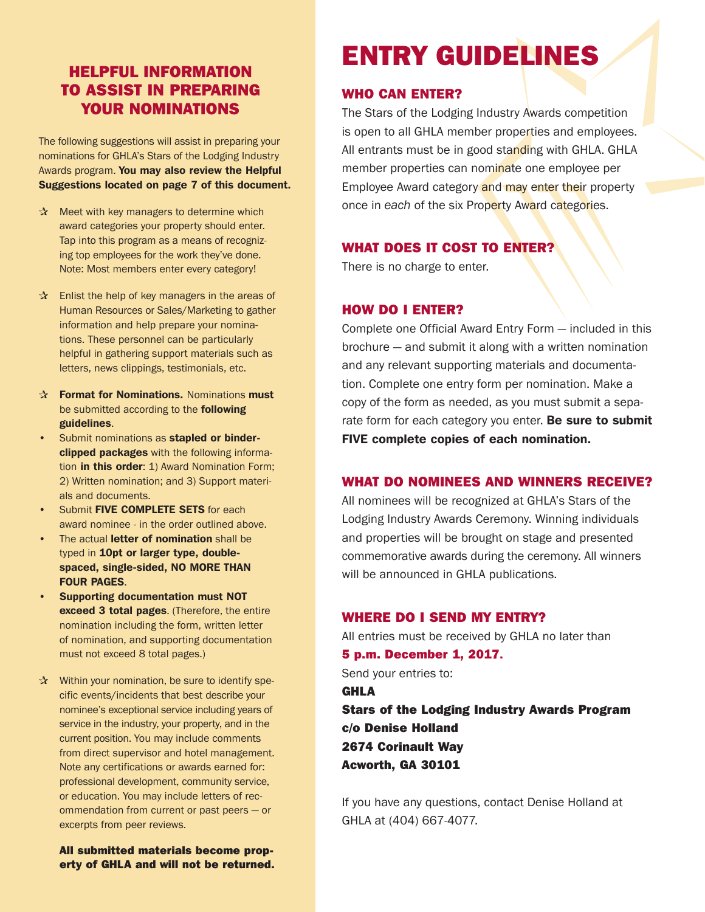## HELPFUL INFORMATION TO ASSIST IN PREPARING YOUR NOMINATIONS

The following suggestions will assist in preparing your nominations for GHLA's Stars of the Lodging Industry Awards program. **You may also review the Helpful Suggestions located on page 7 of this document.**

- Meet with key managers to determine which award categories your property should enter. Tap into this program as a means of recognizing top employees for the work they've done. Note: Most members enter every category!

- Enlist the help of key managers in the areas of Human Resources or Sales/Marketing to gather information and help prepare your nominations. These personnel can be particularly helpful in gathering support materials such as letters, news clippings, testimonials, etc.

- **Format for Nominations.** Nominations **must** be submitted according to the **following guidelines**.
  - Submit nominations as **stapled or binder-clipped packages** with the following information **in this order**: 1) Award Nomination Form; 2) Written nomination; and 3) Support materials and documents.
  - Submit **FIVE COMPLETE SETS** for each award nominee - in the order outlined above.
  - The actual **letter of nomination** shall be typed in **10pt or larger type, double-spaced, single-sided, NO MORE THAN FOUR PAGES**.
  - **Supporting documentation must NOT exceed 3 total pages**. (Therefore, the entire nomination including the form, written letter of nomination, and supporting documentation must not exceed 8 total pages.)

- Within your nomination, be sure to identify specific events/incidents that best describe your nominee's exceptional service including years of service in the industry, your property, and in the current position. You may include comments from direct supervisor and hotel management. Note any certifications or awards earned for: professional development, community service, or education. You may include letters of recommendation from current or past peers — or excerpts from peer reviews.

**All submitted materials become property of GHLA and will not be returned.**

# ENTRY GUIDELINES

### WHO CAN ENTER?

The Stars of the Lodging Industry Awards competition is open to all GHLA member properties and employees. All entrants must be in good standing with GHLA. GHLA member properties can nominate one employee per Employee Award category and may enter their property once in *each* of the six Property Award categories.

### WHAT DOES IT COST TO ENTER?

There is no charge to enter.

### HOW DO I ENTER?

Complete one Official Award Entry Form — included in this brochure — and submit it along with a written nomination and any relevant supporting materials and documentation. Complete one entry form per nomination. Make a copy of the form as needed, as you must submit a separate form for each category you enter. **Be sure to submit FIVE complete copies of each nomination.**

### WHAT DO NOMINEES AND WINNERS RECEIVE?

All nominees will be recognized at GHLA's Stars of the Lodging Industry Awards Ceremony. Winning individuals and properties will be brought on stage and presented commemorative awards during the ceremony. All winners will be announced in GHLA publications.

### WHERE DO I SEND MY ENTRY?

All entries must be received by GHLA no later than
**5 p.m. December 1, 2017.**

Send your entries to:

**GHLA**
**Stars of the Lodging Industry Awards Program**
**c/o Denise Holland**
**2674 Corinault Way**
**Acworth, GA 30101**

If you have any questions, contact Denise Holland at GHLA at (404) 667-4077.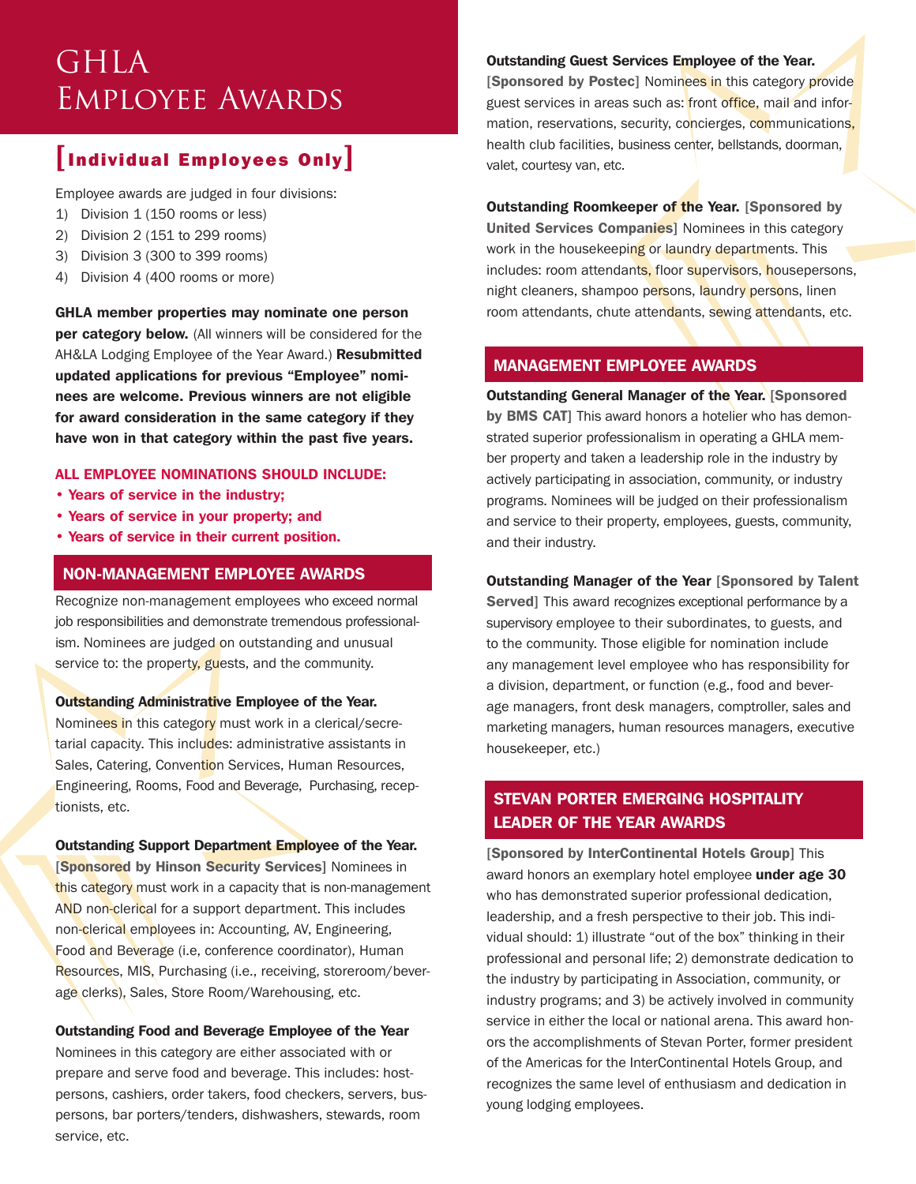# GHLA Employee Awards

## [Individual Employees Only]

Employee awards are judged in four divisions:

1) Division 1 (150 rooms or less)
2) Division 2 (151 to 299 rooms)
3) Division 3 (300 to 399 rooms)
4) Division 4 (400 rooms or more)

**GHLA member properties may nominate one person per category below.** (All winners will be considered for the AH&LA Lodging Employee of the Year Award.) **Resubmitted updated applications for previous "Employee" nominees are welcome. Previous winners are not eligible for award consideration in the same category if they have won in that category within the past five years.**

**ALL EMPLOYEE NOMINATIONS SHOULD INCLUDE:**

- **Years of service in the industry;**
- **Years of service in your property; and**
- **Years of service in their current position.**

## NON-MANAGEMENT EMPLOYEE AWARDS

Recognize non-management employees who exceed normal job responsibilities and demonstrate tremendous professionalism. Nominees are judged on outstanding and unusual service to: the property, guests, and the community.

**Outstanding Administrative Employee of the Year.** Nominees in this category must work in a clerical/secretarial capacity. This includes: administrative assistants in Sales, Catering, Convention Services, Human Resources, Engineering, Rooms, Food and Beverage, Purchasing, receptionists, etc.

**Outstanding Support Department Employee of the Year.** **[Sponsored by Hinson Security Services]** Nominees in this category must work in a capacity that is non-management AND non-clerical for a support department. This includes non-clerical employees in: Accounting, AV, Engineering, Food and Beverage (i.e, conference coordinator), Human Resources, MIS, Purchasing (i.e., receiving, storeroom/beverage clerks), Sales, Store Room/Warehousing, etc.

**Outstanding Food and Beverage Employee of the Year** Nominees in this category are either associated with or prepare and serve food and beverage. This includes: hostpersons, cashiers, order takers, food checkers, servers, buspersons, bar porters/tenders, dishwashers, stewards, room service, etc.

**Outstanding Guest Services Employee of the Year.** **[Sponsored by Postec]** Nominees in this category provide guest services in areas such as: front office, mail and information, reservations, security, concierges, communications, health club facilities, business center, bellstands, doorman, valet, courtesy van, etc.

**Outstanding Roomkeeper of the Year.** **[Sponsored by United Services Companies]** Nominees in this category work in the housekeeping or laundry departments. This includes: room attendants, floor supervisors, housepersons, night cleaners, shampoo persons, laundry persons, linen room attendants, chute attendants, sewing attendants, etc.

## MANAGEMENT EMPLOYEE AWARDS

**Outstanding General Manager of the Year.** **[Sponsored by BMS CAT]** This award honors a hotelier who has demonstrated superior professionalism in operating a GHLA member property and taken a leadership role in the industry by actively participating in association, community, or industry programs. Nominees will be judged on their professionalism and service to their property, employees, guests, community, and their industry.

**Outstanding Manager of the Year** **[Sponsored by Talent Served]** This award recognizes exceptional performance by a supervisory employee to their subordinates, to guests, and to the community. Those eligible for nomination include any management level employee who has responsibility for a division, department, or function (e.g., food and beverage managers, front desk managers, comptroller, sales and marketing managers, human resources managers, executive housekeeper, etc.)

## STEVAN PORTER EMERGING HOSPITALITY LEADER OF THE YEAR AWARDS

**[Sponsored by InterContinental Hotels Group]** This award honors an exemplary hotel employee **under age 30** who has demonstrated superior professional dedication, leadership, and a fresh perspective to their job. This individual should: 1) illustrate "out of the box" thinking in their professional and personal life; 2) demonstrate dedication to the industry by participating in Association, community, or industry programs; and 3) be actively involved in community service in either the local or national arena. This award honors the accomplishments of Stevan Porter, former president of the Americas for the InterContinental Hotels Group, and recognizes the same level of enthusiasm and dedication in young lodging employees.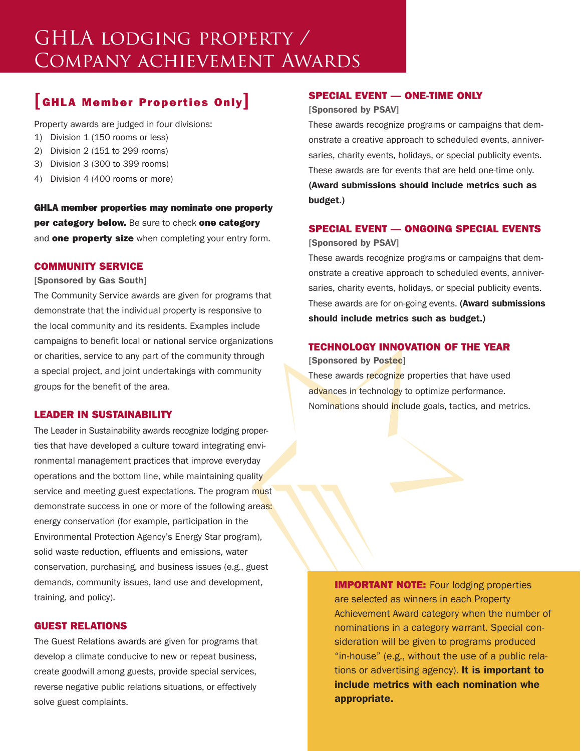# GHLA lodging property / Company achievement Awards

## [GHLA Member Properties Only]

Property awards are judged in four divisions:

1) Division 1 (150 rooms or less)
2) Division 2 (151 to 299 rooms)
3) Division 3 (300 to 399 rooms)
4) Division 4 (400 rooms or more)

**GHLA member properties may nominate one property per category below.** Be sure to check **one category** and **one property size** when completing your entry form.

### COMMUNITY SERVICE

[**Sponsored by Gas South**]

The Community Service awards are given for programs that demonstrate that the individual property is responsive to the local community and its residents. Examples include campaigns to benefit local or national service organizations or charities, service to any part of the community through a special project, and joint undertakings with community groups for the benefit of the area.

### LEADER IN SUSTAINABILITY

The Leader in Sustainability awards recognize lodging properties that have developed a culture toward integrating environmental management practices that improve everyday operations and the bottom line, while maintaining quality service and meeting guest expectations. The program must demonstrate success in one or more of the following areas: energy conservation (for example, participation in the Environmental Protection Agency's Energy Star program), solid waste reduction, effluents and emissions, water conservation, purchasing, and business issues (e.g., guest demands, community issues, land use and development, training, and policy).

### GUEST RELATIONS

The Guest Relations awards are given for programs that develop a climate conducive to new or repeat business, create goodwill among guests, provide special services, reverse negative public relations situations, or effectively solve guest complaints.

### SPECIAL EVENT — ONE-TIME ONLY

[**Sponsored by PSAV**]

These awards recognize programs or campaigns that demonstrate a creative approach to scheduled events, anniversaries, charity events, holidays, or special publicity events. These awards are for events that are held one-time only. **(Award submissions should include metrics such as budget.)**

### SPECIAL EVENT — ONGOING SPECIAL EVENTS

[**Sponsored by PSAV**]

These awards recognize programs or campaigns that demonstrate a creative approach to scheduled events, anniversaries, charity events, holidays, or special publicity events. These awards are for on-going events. **(Award submissions should include metrics such as budget.)**

### TECHNOLOGY INNOVATION OF THE YEAR

[**Sponsored by Postec**]

These awards recognize properties that have used advances in technology to optimize performance. Nominations should include goals, tactics, and metrics.

**IMPORTANT NOTE:** Four lodging properties are selected as winners in each Property Achievement Award category when the number of nominations in a category warrant. Special consideration will be given to programs produced "in-house" (e.g., without the use of a public relations or advertising agency). **It is important to include metrics with each nomination whe appropriate.**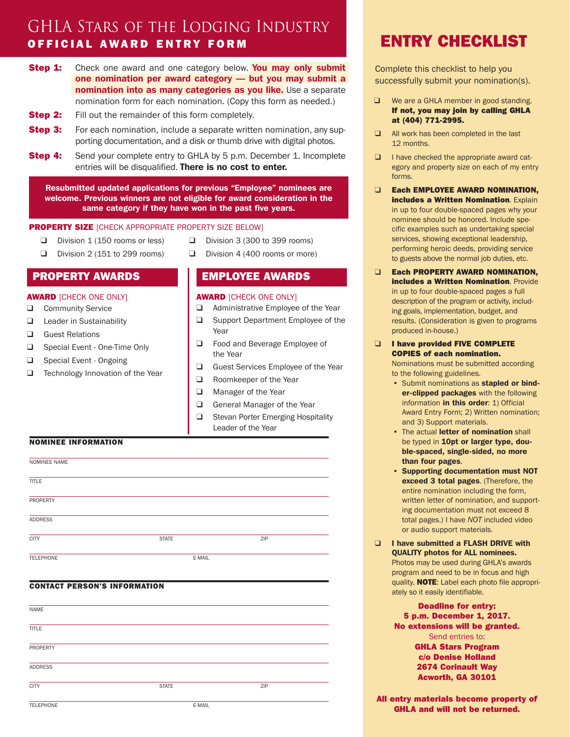# GHLA Stars of the Lodging Industry
## OFFICIAL AWARD ENTRY FORM

**Step 1:** Check one award and one category below. **You may only submit one nomination per award category — but you may submit a nomination into as many categories as you like.** Use a separate nomination form for each nomination. (Copy this form as needed.)

**Step 2:** Fill out the remainder of this form completely.

**Step 3:** For each nomination, include a separate written nomination, any supporting documentation, and a disk or thumb drive with digital photos.

**Step 4:** Send your complete entry to GHLA by 5 p.m. December 1. Incomplete entries will be disqualified. **There is no cost to enter.**

**Resubmitted updated applications for previous "Employee" nominees are welcome. Previous winners are not eligible for award consideration in the same category if they have won in the past five years.**

**PROPERTY SIZE** [CHECK APPROPRIATE PROPERTY SIZE BELOW]

- ❑ Division 1 (150 rooms or less)
- ❑ Division 2 (151 to 299 rooms)
- ❑ Division 3 (300 to 399 rooms)
- ❑ Division 4 (400 rooms or more)

## PROPERTY AWARDS

**AWARD** [CHECK ONE ONLY]

- ❑ Community Service
- ❑ Leader in Sustainability
- ❑ Guest Relations
- ❑ Special Event - One-Time Only
- ❑ Special Event - Ongoing
- ❑ Technology Innovation of the Year

## EMPLOYEE AWARDS

**AWARD** [CHECK ONE ONLY]

- ❑ Administrative Employee of the Year
- ❑ Support Department Employee of the Year
- ❑ Food and Beverage Employee of the Year
- ❑ Guest Services Employee of the Year
- ❑ Roomkeeper of the Year
- ❑ Manager of the Year
- ❑ General Manager of the Year
- ❑ Stevan Porter Emerging Hospitality Leader of the Year

### NOMINEE INFORMATION

NOMINEE NAME

TITLE

PROPERTY

ADDRESS

CITY STATE ZIP

TELEPHONE E-MAIL

### CONTACT PERSON'S INFORMATION

NAME

TITLE

PROPERTY

ADDRESS

CITY STATE ZIP

TELEPHONE E-MAIL

# ENTRY CHECKLIST

Complete this checklist to help you successfully submit your nomination(s).

- ❑ We are a GHLA member in good standing. **If not, you may join by calling GHLA at (404) 771-2995.**
- ❑ All work has been completed in the last 12 months.
- ❑ I have checked the appropriate award category and property size on each of my entry forms.
- ❑ **Each EMPLOYEE AWARD NOMINATION, includes a Written Nomination**. Explain in up to four double-spaced pages why your nominee should be honored. Include specific examples such as undertaking special services, showing exceptional leadership, performing heroic deeds, providing service to guests above the normal job duties, etc.
- ❑ **Each PROPERTY AWARD NOMINATION, includes a Written Nomination**. Provide in up to four double-spaced pages a full description of the program or activity, including goals, implementation, budget, and results. (Consideration is given to programs produced in-house.)
- ❑ **I have provided FIVE COMPLETE COPIES of each nomination.** Nominations must be submitted according to the following guidelines.
  - Submit nominations as **stapled or binder-clipped packages** with the following information **in this order**: 1) Official Award Entry Form; 2) Written nomination; and 3) Support materials.
  - The actual **letter of nomination** shall be typed in **10pt or larger type, double-spaced, single-sided, no more than four pages**.
  - **Supporting documentation must NOT exceed 3 total pages**. (Therefore, the entire nomination including the form, written letter of nomination, and supporting documentation must not exceed 8 total pages.) I have *NOT* included video or audio support materials.
- ❑ **I have submitted a FLASH DRIVE with QUALITY photos for ALL nominees.** Photos may be used during GHLA's awards program and need to be in focus and high quality. **NOTE**: Label each photo file appropriately so it easily identifiable.

**Deadline for entry:**
**5 p.m. December 1, 2017.**
**No extensions will be granted.**

Send entries to:
**GHLA Stars Program**
**c/o Denise Holland**
**2674 Corinault Way**
**Acworth, GA 30101**

**All entry materials become property of GHLA and will not be returned.**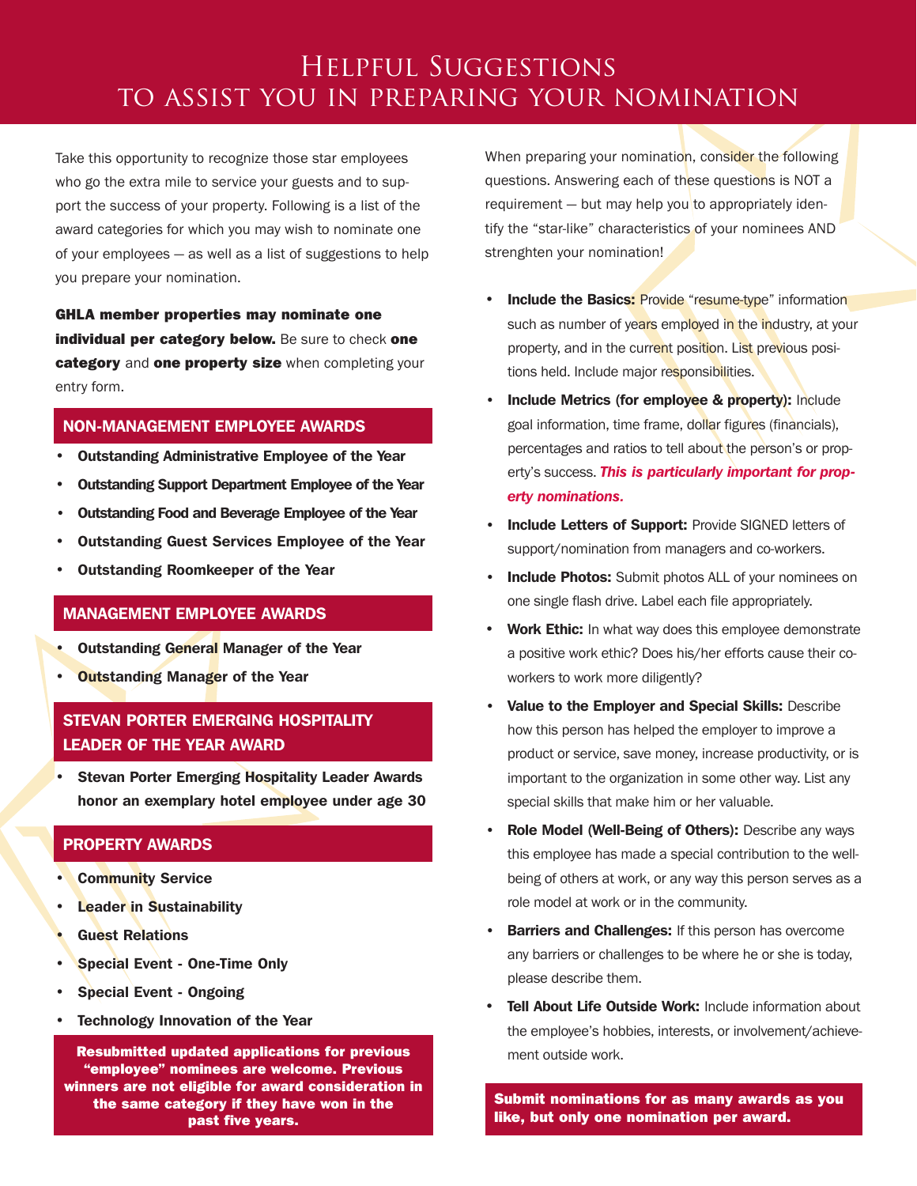# Helpful Suggestions to assist you in preparing your nomination

Take this opportunity to recognize those star employees who go the extra mile to service your guests and to support the success of your property. Following is a list of the award categories for which you may wish to nominate one of your employees — as well as a list of suggestions to help you prepare your nomination.

**GHLA member properties may nominate one individual per category below.** Be sure to check **one category** and **one property size** when completing your entry form.

## NON-MANAGEMENT EMPLOYEE AWARDS

- **Outstanding Administrative Employee of the Year**
- **Outstanding Support Department Employee of the Year**
- **Outstanding Food and Beverage Employee of the Year**
- **Outstanding Guest Services Employee of the Year**
- **Outstanding Roomkeeper of the Year**

## MANAGEMENT EMPLOYEE AWARDS

- **Outstanding General Manager of the Year**
- **Outstanding Manager of the Year**

## STEVAN PORTER EMERGING HOSPITALITY LEADER OF THE YEAR AWARD

- **Stevan Porter Emerging Hospitality Leader Awards honor an exemplary hotel employee under age 30**

## PROPERTY AWARDS

- **Community Service**
- **Leader in Sustainability**
- **Guest Relations**
- **Special Event - One-Time Only**
- **Special Event - Ongoing**
- **Technology Innovation of the Year**

**Resubmitted updated applications for previous "employee" nominees are welcome. Previous winners are not eligible for award consideration in the same category if they have won in the past five years.**

When preparing your nomination, consider the following questions. Answering each of these questions is NOT a requirement — but may help you to appropriately identify the "star-like" characteristics of your nominees AND strenghten your nomination!

- **Include the Basics:** Provide "resume-type" information such as number of years employed in the industry, at your property, and in the current position. List previous positions held. Include major responsibilities.
- **Include Metrics (for employee & property):** Include goal information, time frame, dollar figures (financials), percentages and ratios to tell about the person's or property's success. ***This is particularly important for property nominations.***
- **Include Letters of Support:** Provide SIGNED letters of support/nomination from managers and co-workers.
- **Include Photos:** Submit photos ALL of your nominees on one single flash drive. Label each file appropriately.
- **Work Ethic:** In what way does this employee demonstrate a positive work ethic? Does his/her efforts cause their co-workers to work more diligently?
- **Value to the Employer and Special Skills:** Describe how this person has helped the employer to improve a product or service, save money, increase productivity, or is important to the organization in some other way. List any special skills that make him or her valuable.
- **Role Model (Well-Being of Others):** Describe any ways this employee has made a special contribution to the well-being of others at work, or any way this person serves as a role model at work or in the community.
- **Barriers and Challenges:** If this person has overcome any barriers or challenges to be where he or she is today, please describe them.
- **Tell About Life Outside Work:** Include information about the employee's hobbies, interests, or involvement/achievement outside work.

**Submit nominations for as many awards as you like, but only one nomination per award.**